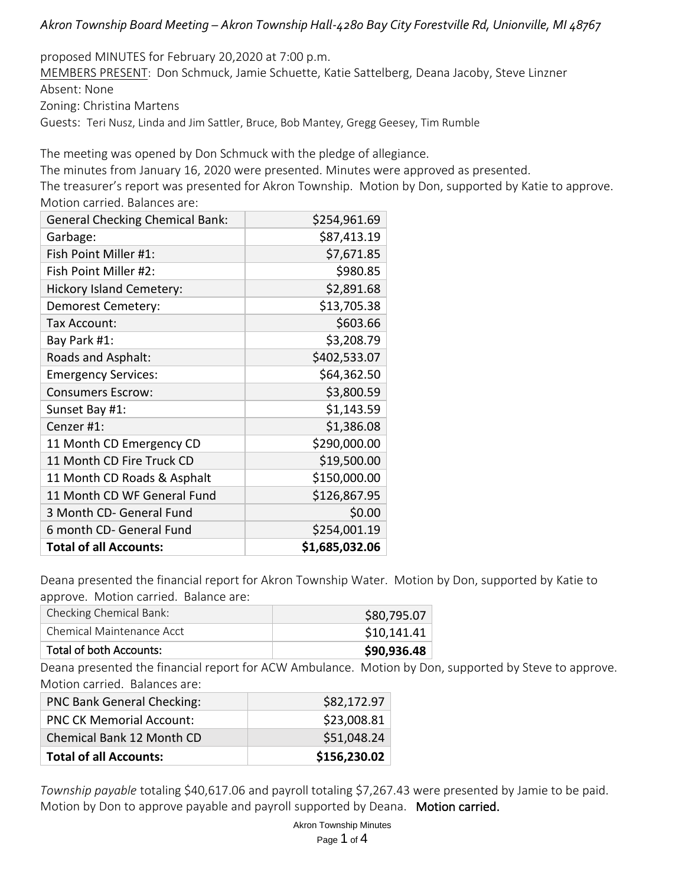*Akron Township Board Meeting – Akron Township Hall-4280 Bay City Forestville Rd, Unionville, MI 48767*

proposed MINUTES for February 20,2020 at 7:00 p.m.

MEMBERS PRESENT: Don Schmuck, Jamie Schuette, Katie Sattelberg, Deana Jacoby, Steve Linzner

Absent: None

Zoning: Christina Martens

Guests: Teri Nusz, Linda and Jim Sattler, Bruce, Bob Mantey, Gregg Geesey, Tim Rumble

The meeting was opened by Don Schmuck with the pledge of allegiance.

The minutes from January 16, 2020 were presented. Minutes were approved as presented.

The treasurer's report was presented for Akron Township. Motion by Don, supported by Katie to approve. Motion carried. Balances are:

| General Checking Chemical Bank: | $254,961.69 |
|---|---:|
| Garbage: | $87,413.19 |
| Fish Point Miller #1: | $7,671.85 |
| Fish Point Miller #2: | $980.85 |
| Hickory Island Cemetery: | $2,891.68 |
| Demorest Cemetery: | $13,705.38 |
| Tax Account: | $603.66 |
| Bay Park #1: | $3,208.79 |
| Roads and Asphalt: | $402,533.07 |
| Emergency Services: | $64,362.50 |
| Consumers Escrow: | $3,800.59 |
| Sunset Bay #1: | $1,143.59 |
| Cenzer #1: | $1,386.08 |
| 11 Month CD Emergency CD | $290,000.00 |
| 11 Month CD Fire Truck CD | $19,500.00 |
| 11 Month CD Roads & Asphalt | $150,000.00 |
| 11 Month CD WF General Fund | $126,867.95 |
| 3 Month CD- General Fund | $0.00 |
| 6 month CD- General Fund | $254,001.19 |
| **Total of all Accounts:** | **$1,685,032.06** |

Deana presented the financial report for Akron Township Water. Motion by Don, supported by Katie to approve. Motion carried. Balance are:

| Checking Chemical Bank: | $80,795.07 |
|---|---:|
| Chemical Maintenance Acct | $10,141.41 |
| Total of both Accounts: | **$90,936.48** |

Deana presented the financial report for ACW Ambulance. Motion by Don, supported by Steve to approve. Motion carried. Balances are:

| PNC Bank General Checking: | $82,172.97 |
|---|---:|
| PNC CK Memorial Account: | $23,008.81 |
| Chemical Bank 12 Month CD | $51,048.24 |
| **Total of all Accounts:** | **$156,230.02** |

*Township payable* totaling $40,617.06 and payroll totaling $7,267.43 were presented by Jamie to be paid. Motion by Don to approve payable and payroll supported by Deana. **Motion carried.**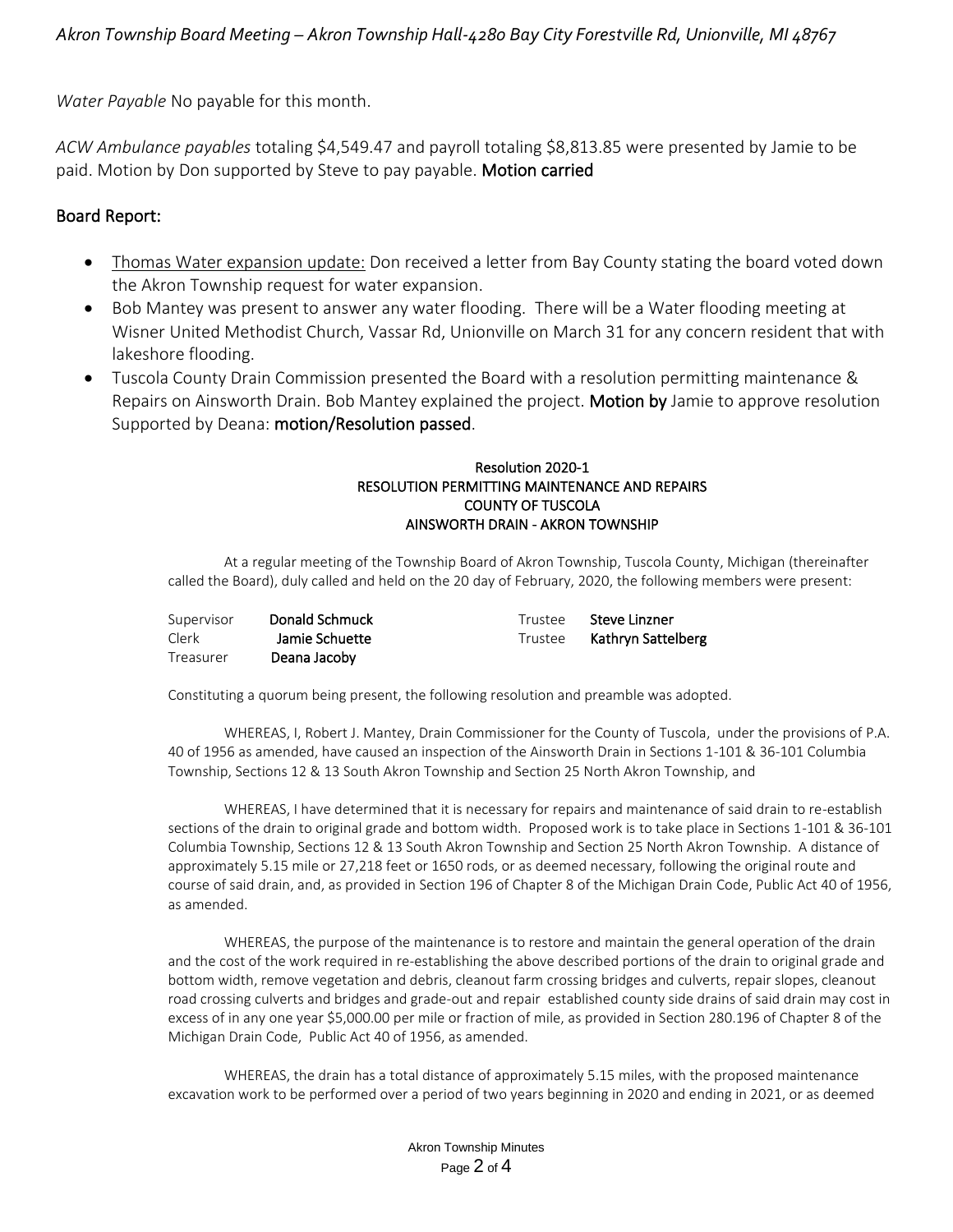*Water Payable* No payable for this month.

*ACW Ambulance payables* totaling $4,549.47 and payroll totaling $8,813.85 were presented by Jamie to be paid. Motion by Don supported by Steve to pay payable. **Motion carried**

## Board Report:

- Thomas Water expansion update: Don received a letter from Bay County stating the board voted down the Akron Township request for water expansion.
- Bob Mantey was present to answer any water flooding. There will be a Water flooding meeting at Wisner United Methodist Church, Vassar Rd, Unionville on March 31 for any concern resident that with lakeshore flooding.
- Tuscola County Drain Commission presented the Board with a resolution permitting maintenance & Repairs on Ainsworth Drain. Bob Mantey explained the project. **Motion by** Jamie to approve resolution Supported by Deana: **motion/Resolution passed**.

**Resolution 2020-1**
**RESOLUTION PERMITTING MAINTENANCE AND REPAIRS**
**COUNTY OF TUSCOLA**
**AINSWORTH DRAIN - AKRON TOWNSHIP**

At a regular meeting of the Township Board of Akron Township, Tuscola County, Michigan (thereinafter called the Board), duly called and held on the 20 day of February, 2020, the following members were present:

| | | | |
|---|---|---|---|
| Supervisor | **Donald Schmuck** | Trustee | **Steve Linzner** |
| Clerk | **Jamie Schuette** | Trustee | **Kathryn Sattelberg** |
| Treasurer | **Deana Jacoby** | | |

Constituting a quorum being present, the following resolution and preamble was adopted.

WHEREAS, I, Robert J. Mantey, Drain Commissioner for the County of Tuscola, under the provisions of P.A. 40 of 1956 as amended, have caused an inspection of the Ainsworth Drain in Sections 1-101 & 36-101 Columbia Township, Sections 12 & 13 South Akron Township and Section 25 North Akron Township, and

WHEREAS, I have determined that it is necessary for repairs and maintenance of said drain to re-establish sections of the drain to original grade and bottom width. Proposed work is to take place in Sections 1-101 & 36-101 Columbia Township, Sections 12 & 13 South Akron Township and Section 25 North Akron Township. A distance of approximately 5.15 mile or 27,218 feet or 1650 rods, or as deemed necessary, following the original route and course of said drain, and, as provided in Section 196 of Chapter 8 of the Michigan Drain Code, Public Act 40 of 1956, as amended.

WHEREAS, the purpose of the maintenance is to restore and maintain the general operation of the drain and the cost of the work required in re-establishing the above described portions of the drain to original grade and bottom width, remove vegetation and debris, cleanout farm crossing bridges and culverts, repair slopes, cleanout road crossing culverts and bridges and grade-out and repair established county side drains of said drain may cost in excess of in any one year $5,000.00 per mile or fraction of mile, as provided in Section 280.196 of Chapter 8 of the Michigan Drain Code, Public Act 40 of 1956, as amended.

WHEREAS, the drain has a total distance of approximately 5.15 miles, with the proposed maintenance excavation work to be performed over a period of two years beginning in 2020 and ending in 2021, or as deemed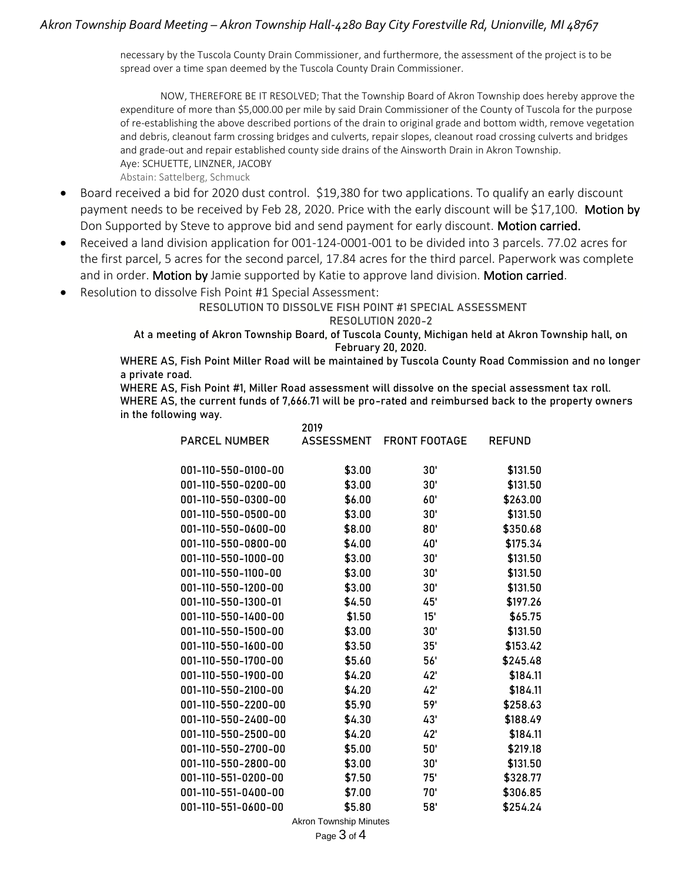necessary by the Tuscola County Drain Commissioner, and furthermore, the assessment of the project is to be spread over a time span deemed by the Tuscola County Drain Commissioner.

NOW, THEREFORE BE IT RESOLVED; That the Township Board of Akron Township does hereby approve the expenditure of more than $5,000.00 per mile by said Drain Commissioner of the County of Tuscola for the purpose of re-establishing the above described portions of the drain to original grade and bottom width, remove vegetation and debris, cleanout farm crossing bridges and culverts, repair slopes, cleanout road crossing culverts and bridges and grade-out and repair established county side drains of the Ainsworth Drain in Akron Township.
Aye: SCHUETTE, LINZNER, JACOBY
Abstain: Sattelberg, Schmuck

- Board received a bid for 2020 dust control. $19,380 for two applications. To qualify an early discount payment needs to be received by Feb 28, 2020. Price with the early discount will be $17,100. **Motion by** Don Supported by Steve to approve bid and send payment for early discount. **Motion carried.**
- Received a land division application for 001-124-0001-001 to be divided into 3 parcels. 77.02 acres for the first parcel, 5 acres for the second parcel, 17.84 acres for the third parcel. Paperwork was complete and in order. **Motion by** Jamie supported by Katie to approve land division. **Motion carried**.
- Resolution to dissolve Fish Point #1 Special Assessment:

**RESOLUTION TO DISSOLVE FISH POINT #1 SPECIAL ASSESSMENT**

**RESOLUTION 2020-2**

**At a meeting of Akron Township Board, of Tuscola County, Michigan held at Akron Township hall, on February 20, 2020.**

**WHERE AS, Fish Point Miller Road will be maintained by Tuscola County Road Commission and no longer a private road.**

**WHERE AS, Fish Point #1, Miller Road assessment will dissolve on the special assessment tax roll.**

**WHERE AS, the current funds of 7,666.71 will be pro-rated and reimbursed back to the property owners in the following way.**

| PARCEL NUMBER | 2019 ASSESSMENT | FRONT FOOTAGE | REFUND |
|---|---|---|---|
| 001-110-550-0100-00 | $3.00 | 30' | $131.50 |
| 001-110-550-0200-00 | $3.00 | 30' | $131.50 |
| 001-110-550-0300-00 | $6.00 | 60' | $263.00 |
| 001-110-550-0500-00 | $3.00 | 30' | $131.50 |
| 001-110-550-0600-00 | $8.00 | 80' | $350.68 |
| 001-110-550-0800-00 | $4.00 | 40' | $175.34 |
| 001-110-550-1000-00 | $3.00 | 30' | $131.50 |
| 001-110-550-1100-00 | $3.00 | 30' | $131.50 |
| 001-110-550-1200-00 | $3.00 | 30' | $131.50 |
| 001-110-550-1300-01 | $4.50 | 45' | $197.26 |
| 001-110-550-1400-00 | $1.50 | 15' | $65.75 |
| 001-110-550-1500-00 | $3.00 | 30' | $131.50 |
| 001-110-550-1600-00 | $3.50 | 35' | $153.42 |
| 001-110-550-1700-00 | $5.60 | 56' | $245.48 |
| 001-110-550-1900-00 | $4.20 | 42' | $184.11 |
| 001-110-550-2100-00 | $4.20 | 42' | $184.11 |
| 001-110-550-2200-00 | $5.90 | 59' | $258.63 |
| 001-110-550-2400-00 | $4.30 | 43' | $188.49 |
| 001-110-550-2500-00 | $4.20 | 42' | $184.11 |
| 001-110-550-2700-00 | $5.00 | 50' | $219.18 |
| 001-110-550-2800-00 | $3.00 | 30' | $131.50 |
| 001-110-551-0200-00 | $7.50 | 75' | $328.77 |
| 001-110-551-0400-00 | $7.00 | 70' | $306.85 |
| 001-110-551-0600-00 | $5.80 | 58' | $254.24 |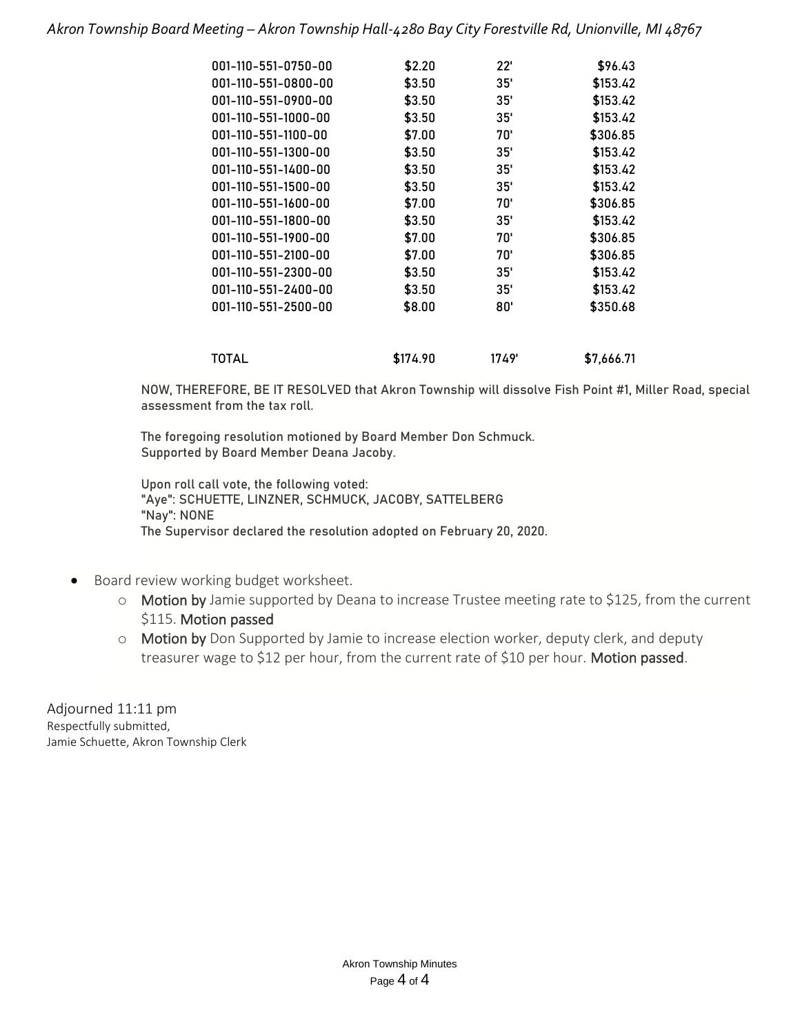| | | | |
|---|---|---|---|
| 001-110-551-0750-00 | $2.20 | 22' | $96.43 |
| 001-110-551-0800-00 | $3.50 | 35' | $153.42 |
| 001-110-551-0900-00 | $3.50 | 35' | $153.42 |
| 001-110-551-1000-00 | $3.50 | 35' | $153.42 |
| 001-110-551-1100-00 | $7.00 | 70' | $306.85 |
| 001-110-551-1300-00 | $3.50 | 35' | $153.42 |
| 001-110-551-1400-00 | $3.50 | 35' | $153.42 |
| 001-110-551-1500-00 | $3.50 | 35' | $153.42 |
| 001-110-551-1600-00 | $7.00 | 70' | $306.85 |
| 001-110-551-1800-00 | $3.50 | 35' | $153.42 |
| 001-110-551-1900-00 | $7.00 | 70' | $306.85 |
| 001-110-551-2100-00 | $7.00 | 70' | $306.85 |
| 001-110-551-2300-00 | $3.50 | 35' | $153.42 |
| 001-110-551-2400-00 | $3.50 | 35' | $153.42 |
| 001-110-551-2500-00 | $8.00 | 80' | $350.68 |
| TOTAL | $174.90 | 1749' | $7,666.71 |

NOW, THEREFORE, BE IT RESOLVED that Akron Township will dissolve Fish Point #1, Miller Road, special assessment from the tax roll.

The foregoing resolution motioned by Board Member Don Schmuck.
Supported by Board Member Deana Jacoby.

Upon roll call vote, the following voted:
"Aye": SCHUETTE, LINZNER, SCHMUCK, JACOBY, SATTELBERG
"Nay": NONE
The Supervisor declared the resolution adopted on February 20, 2020.

- Board review working budget worksheet.
  - **Motion by** Jamie supported by Deana to increase Trustee meeting rate to $125, from the current $115. **Motion passed**
  - **Motion by** Don Supported by Jamie to increase election worker, deputy clerk, and deputy treasurer wage to $12 per hour, from the current rate of $10 per hour. **Motion passed**.

Adjourned 11:11 pm
Respectfully submitted,
Jamie Schuette, Akron Township Clerk